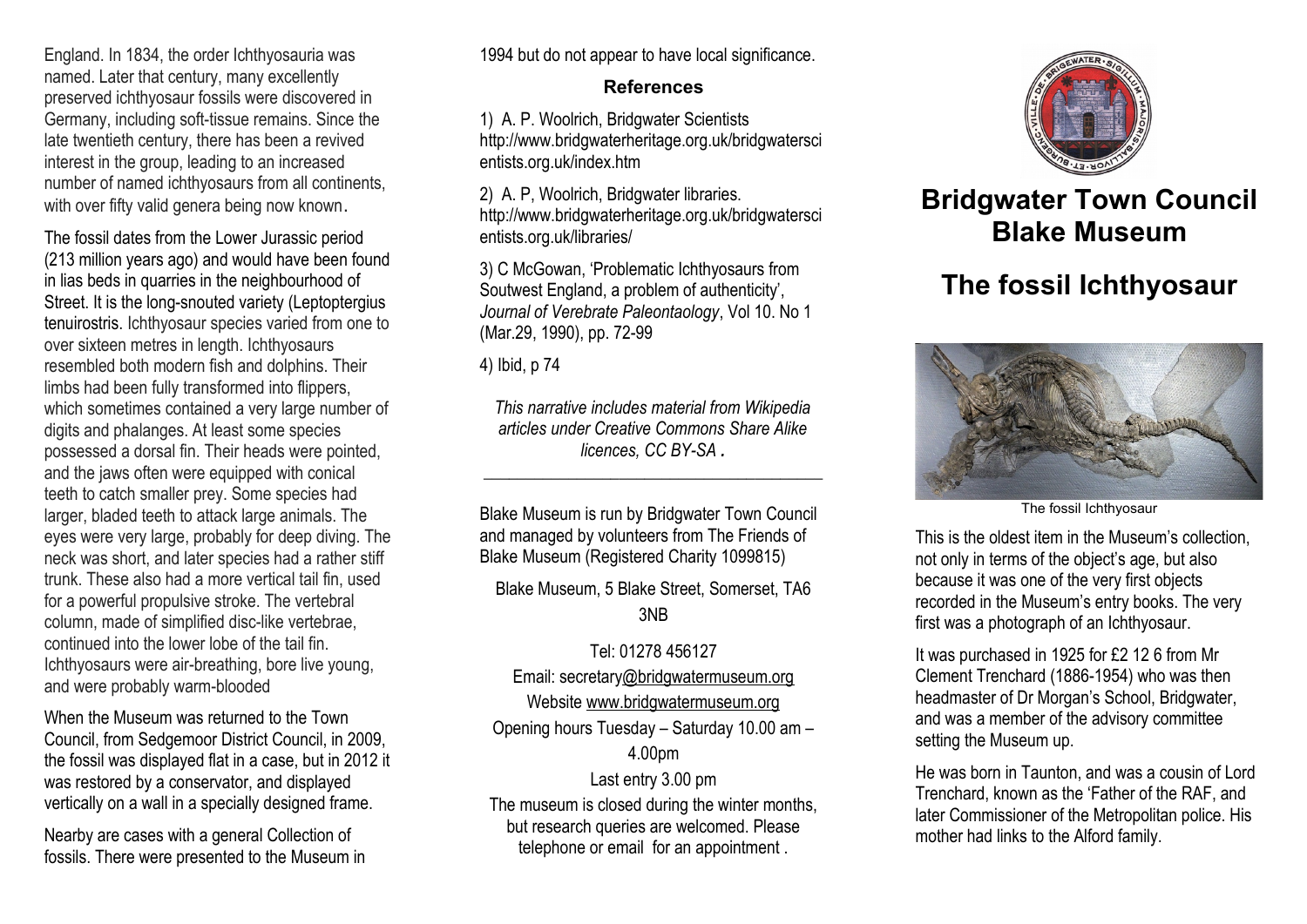England. In 1834, the order Ichthyosauria was named. Later that century, many excellently preserved ichthyosaur fossils were discovered in Germany, including soft-tissue remains. Since the late twentieth century, there has been a revived interest in the group, leading to an increased number of named ichthyosaurs from all continents, with over fifty valid genera being now known.

The fossil dates from the Lower Jurassic period (213 million years ago) and would have been found in lias beds in quarries in the neighbourhood of Street. It is the long-snouted variety (Leptoptergius tenuirostris. Ichthyosaur species varied from one to over sixteen metres in length. Ichthyosaurs resembled both modern fish and dolphins. Their limbs had been fully transformed into flippers, which sometimes contained a very large number of digits and phalanges. At least some species possessed a dorsal fin. Their heads were pointed, and the jaws often were equipped with conical teeth to catch smaller prey. Some species had larger, bladed teeth to attack large animals. The eyes were very large, probably for deep diving. The neck was short, and later species had a rather stiff trunk. These also had a more vertical tail fin, used for a powerful propulsive stroke. The vertebral column, made of simplified disc-like vertebrae, continued into the lower lobe of the tail fin. Ichthyosaurs were air-breathing, bore live young, and were probably warm-blooded

When the Museum was returned to the Town Council, from Sedgemoor District Council, in 2009, the fossil was displayed flat in a case, but in 2012 it was restored by a conservator, and displayed vertically on a wall in a specially designed frame.

Nearby are cases with a general Collection of fossils. There were presented to the Museum in 1994 but do not appear to have local significance.

### References

1) A. P. Woolrich, Bridgwater Scientists http://www.bridgwaterheritage.org.uk/bridgwaterscientists.org.uk/index.htm

2) A. P, Woolrich, Bridgwater libraries. http://www.bridgwaterheritage.org.uk/bridgwaterscientists.org.uk/libraries/

3) C McGowan, 'Problematic Ichthyosaurs from Soutwest England, a problem of authenticity', *Journal of Verebrate Paleontaology*, Vol 10. No 1 (Mar.29, 1990), pp. 72-99

4) Ibid, p 74

*This narrative includes material from Wikipedia articles under Creative Commons Share Alike licences, CC BY-SA .*

---

Blake Museum is run by Bridgwater Town Council and managed by volunteers from The Friends of Blake Museum (Registered Charity 1099815)

Blake Museum, 5 Blake Street, Somerset, TA6 3NB

Tel: 01278 456127

Email: secretary@bridgwatermuseum.org

Website www.bridgwatermuseum.org

Opening hours Tuesday – Saturday 10.00 am – 4.00pm

Last entry 3.00 pm

The museum is closed during the winter months, but research queries are welcomed. Please telephone or email for an appointment .

# Bridgwater Town Council Blake Museum

# The fossil Ichthyosaur

The fossil Ichthyosaur

This is the oldest item in the Museum's collection, not only in terms of the object's age, but also because it was one of the very first objects recorded in the Museum's entry books. The very first was a photograph of an Ichthyosaur.

It was purchased in 1925 for £2 12 6 from Mr Clement Trenchard (1886-1954) who was then headmaster of Dr Morgan's School, Bridgwater, and was a member of the advisory committee setting the Museum up.

He was born in Taunton, and was a cousin of Lord Trenchard, known as the 'Father of the RAF, and later Commissioner of the Metropolitan police. His mother had links to the Alford family.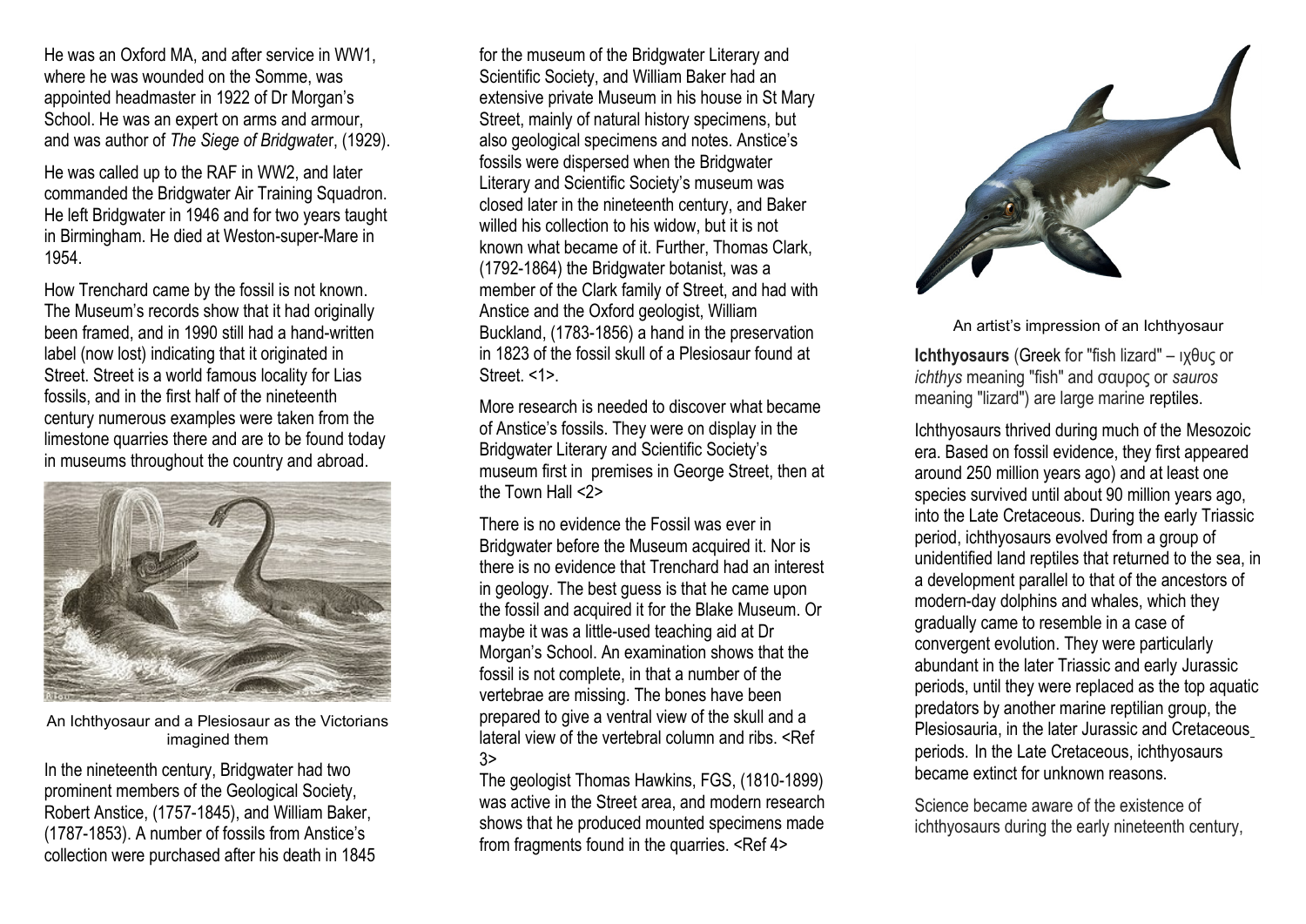He was an Oxford MA, and after service in WW1, where he was wounded on the Somme, was appointed headmaster in 1922 of Dr Morgan's School. He was an expert on arms and armour, and was author of *The Siege of Bridgwater*, (1929).

He was called up to the RAF in WW2, and later commanded the Bridgwater Air Training Squadron. He left Bridgwater in 1946 and for two years taught in Birmingham. He died at Weston-super-Mare in 1954.

How Trenchard came by the fossil is not known. The Museum's records show that it had originally been framed, and in 1990 still had a hand-written label (now lost) indicating that it originated in Street. Street is a world famous locality for Lias fossils, and in the first half of the nineteenth century numerous examples were taken from the limestone quarries there and are to be found today in museums throughout the country and abroad.

An Ichthyosaur and a Plesiosaur as the Victorians imagined them

In the nineteenth century, Bridgwater had two prominent members of the Geological Society, Robert Anstice, (1757-1845), and William Baker, (1787-1853). A number of fossils from Anstice's collection were purchased after his death in 1845 for the museum of the Bridgwater Literary and Scientific Society, and William Baker had an extensive private Museum in his house in St Mary Street, mainly of natural history specimens, but also geological specimens and notes. Anstice's fossils were dispersed when the Bridgwater Literary and Scientific Society's museum was closed later in the nineteenth century, and Baker willed his collection to his widow, but it is not known what became of it. Further, Thomas Clark, (1792-1864) the Bridgwater botanist, was a member of the Clark family of Street, and had with Anstice and the Oxford geologist, William Buckland, (1783-1856) a hand in the preservation in 1823 of the fossil skull of a Plesiosaur found at Street. <1>.

More research is needed to discover what became of Anstice's fossils. They were on display in the Bridgwater Literary and Scientific Society's museum first in premises in George Street, then at the Town Hall <2>

There is no evidence the Fossil was ever in Bridgwater before the Museum acquired it. Nor is there is no evidence that Trenchard had an interest in geology. The best guess is that he came upon the fossil and acquired it for the Blake Museum. Or maybe it was a little-used teaching aid at Dr Morgan's School. An examination shows that the fossil is not complete, in that a number of the vertebrae are missing. The bones have been prepared to give a ventral view of the skull and a lateral view of the vertebral column and ribs. <Ref 3>

The geologist Thomas Hawkins, FGS, (1810-1899) was active in the Street area, and modern research shows that he produced mounted specimens made from fragments found in the quarries. <Ref 4>

An artist's impression of an Ichthyosaur

**Ichthyosaurs** (Greek for "fish lizard" – ιχθυς or *ichthys* meaning "fish" and σαυρος or *sauros* meaning "lizard") are large marine reptiles.

Ichthyosaurs thrived during much of the Mesozoic era. Based on fossil evidence, they first appeared around 250 million years ago) and at least one species survived until about 90 million years ago, into the Late Cretaceous. During the early Triassic period, ichthyosaurs evolved from a group of unidentified land reptiles that returned to the sea, in a development parallel to that of the ancestors of modern-day dolphins and whales, which they gradually came to resemble in a case of convergent evolution. They were particularly abundant in the later Triassic and early Jurassic periods, until they were replaced as the top aquatic predators by another marine reptilian group, the Plesiosauria, in the later Jurassic and Cretaceous periods. In the Late Cretaceous, ichthyosaurs became extinct for unknown reasons.

Science became aware of the existence of ichthyosaurs during the early nineteenth century,